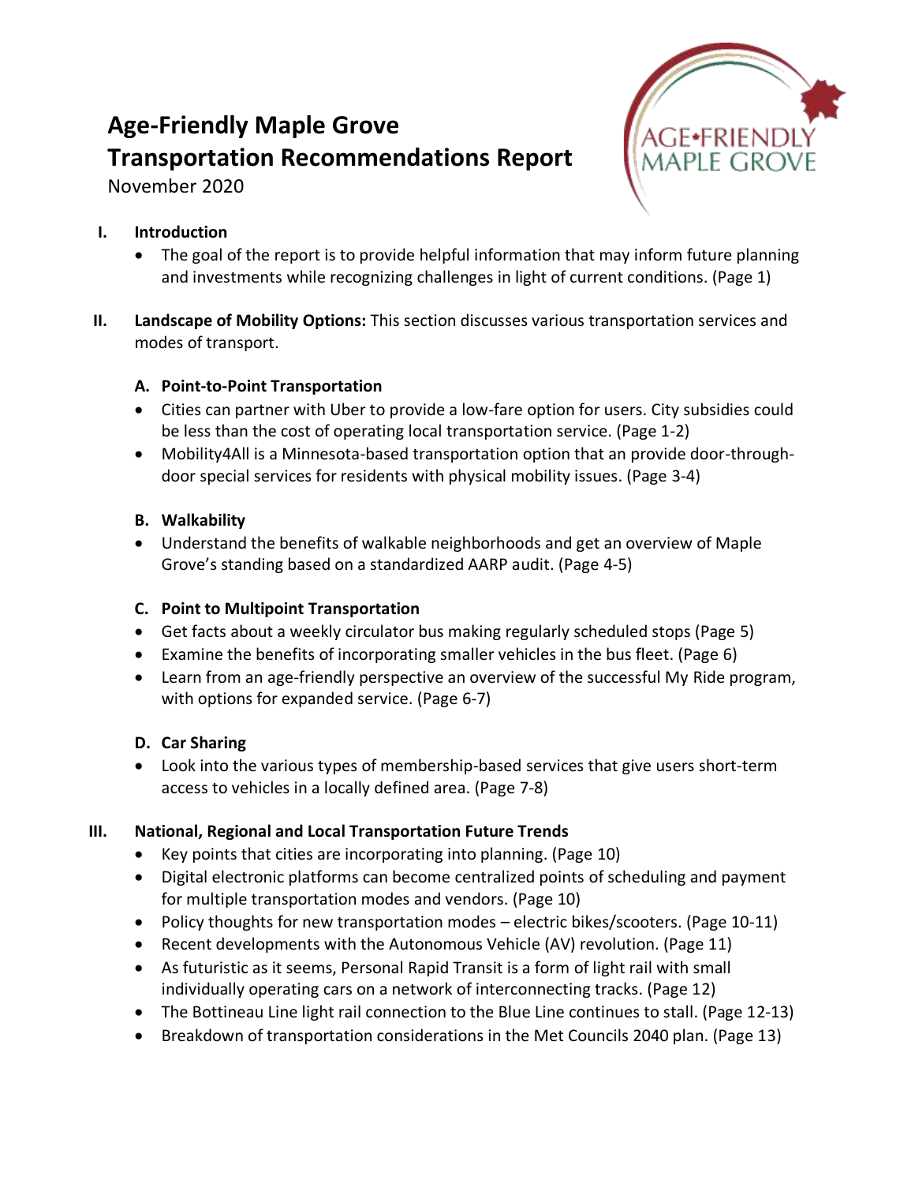# Age-Friendly Maple Grove
# Transportation Recommendations Report

November 2020

## I. Introduction

- The goal of the report is to provide helpful information that may inform future planning and investments while recognizing challenges in light of current conditions. (Page 1)

## II. Landscape of Mobility Options: This section discusses various transportation services and modes of transport.

### A. Point-to-Point Transportation

- Cities can partner with Uber to provide a low-fare option for users. City subsidies could be less than the cost of operating local transportation service. (Page 1-2)
- Mobility4All is a Minnesota-based transportation option that an provide door-through-door special services for residents with physical mobility issues. (Page 3-4)

### B. Walkability

- Understand the benefits of walkable neighborhoods and get an overview of Maple Grove's standing based on a standardized AARP audit. (Page 4-5)

### C. Point to Multipoint Transportation

- Get facts about a weekly circulator bus making regularly scheduled stops (Page 5)
- Examine the benefits of incorporating smaller vehicles in the bus fleet. (Page 6)
- Learn from an age-friendly perspective an overview of the successful My Ride program, with options for expanded service. (Page 6-7)

### D. Car Sharing

- Look into the various types of membership-based services that give users short-term access to vehicles in a locally defined area. (Page 7-8)

## III. National, Regional and Local Transportation Future Trends

- Key points that cities are incorporating into planning. (Page 10)
- Digital electronic platforms can become centralized points of scheduling and payment for multiple transportation modes and vendors. (Page 10)
- Policy thoughts for new transportation modes – electric bikes/scooters. (Page 10-11)
- Recent developments with the Autonomous Vehicle (AV) revolution. (Page 11)
- As futuristic as it seems, Personal Rapid Transit is a form of light rail with small individually operating cars on a network of interconnecting tracks. (Page 12)
- The Bottineau Line light rail connection to the Blue Line continues to stall. (Page 12-13)
- Breakdown of transportation considerations in the Met Councils 2040 plan. (Page 13)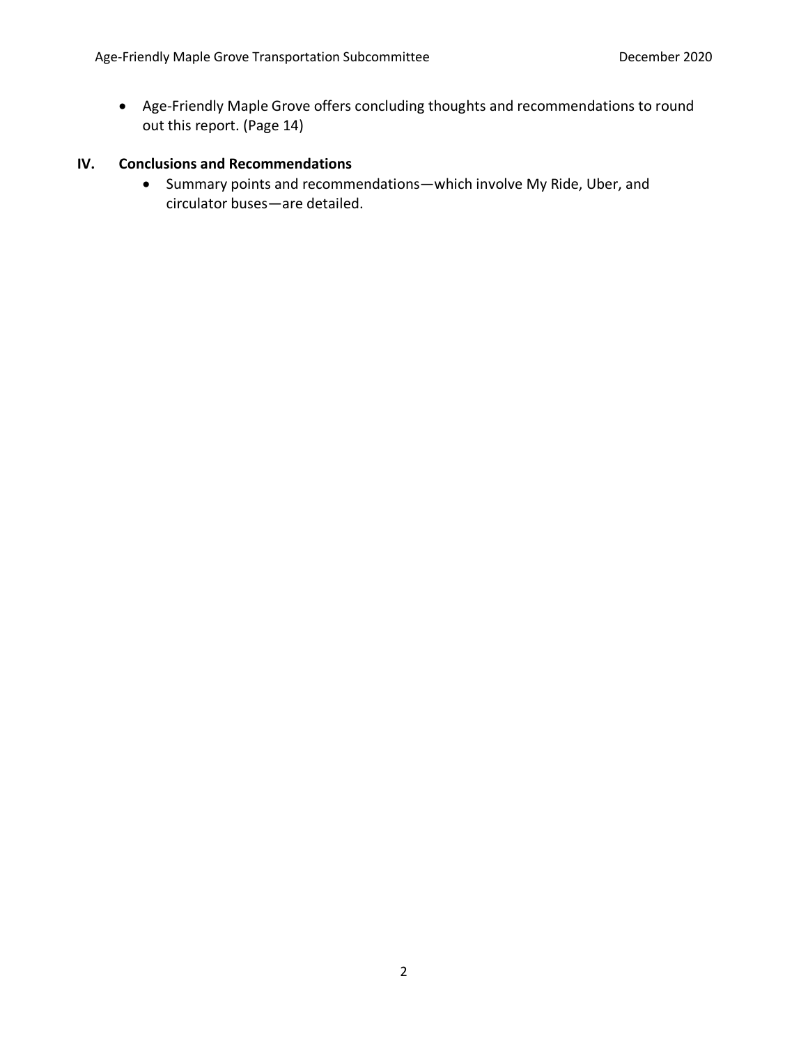- Age-Friendly Maple Grove offers concluding thoughts and recommendations to round out this report. (Page 14)

## IV. Conclusions and Recommendations

- Summary points and recommendations—which involve My Ride, Uber, and circulator buses—are detailed.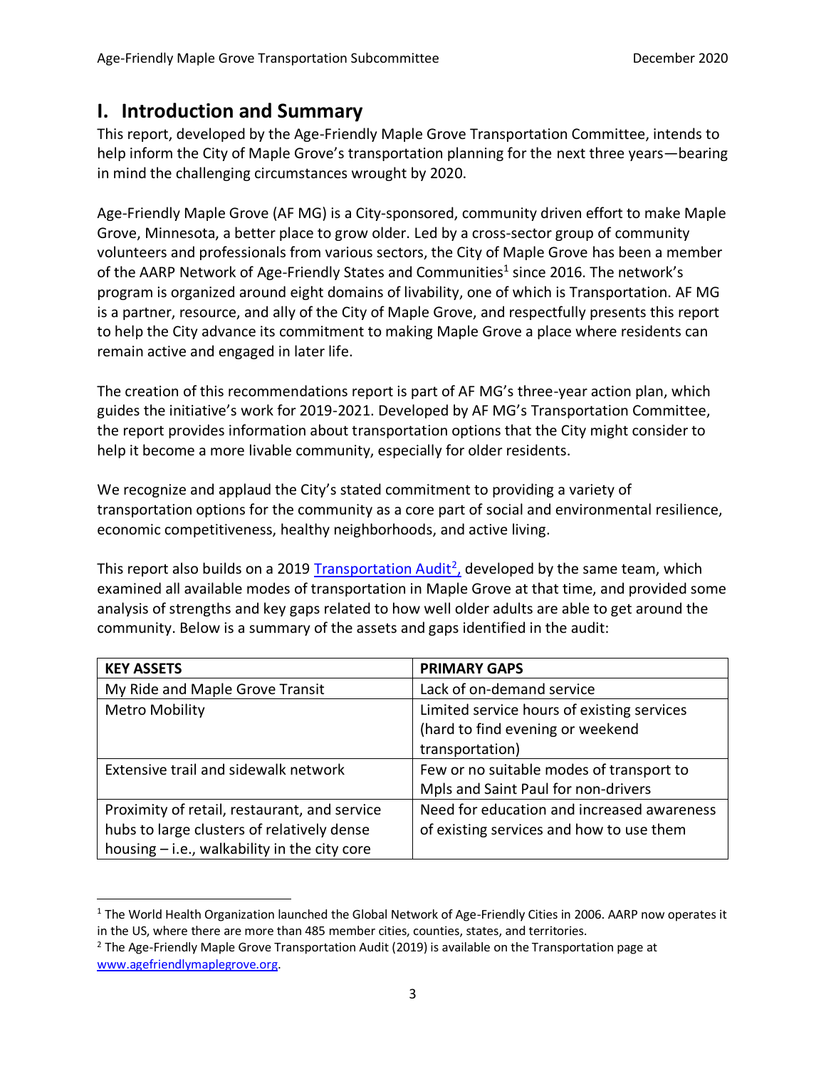# I. Introduction and Summary

This report, developed by the Age-Friendly Maple Grove Transportation Committee, intends to help inform the City of Maple Grove's transportation planning for the next three years—bearing in mind the challenging circumstances wrought by 2020.

Age-Friendly Maple Grove (AF MG) is a City-sponsored, community driven effort to make Maple Grove, Minnesota, a better place to grow older. Led by a cross-sector group of community volunteers and professionals from various sectors, the City of Maple Grove has been a member of the AARP Network of Age-Friendly States and Communities[1] since 2016. The network's program is organized around eight domains of livability, one of which is Transportation. AF MG is a partner, resource, and ally of the City of Maple Grove, and respectfully presents this report to help the City advance its commitment to making Maple Grove a place where residents can remain active and engaged in later life.

The creation of this recommendations report is part of AF MG's three-year action plan, which guides the initiative's work for 2019-2021. Developed by AF MG's Transportation Committee, the report provides information about transportation options that the City might consider to help it become a more livable community, especially for older residents.

We recognize and applaud the City's stated commitment to providing a variety of transportation options for the community as a core part of social and environmental resilience, economic competitiveness, healthy neighborhoods, and active living.

This report also builds on a 2019 Transportation Audit[2], developed by the same team, which examined all available modes of transportation in Maple Grove at that time, and provided some analysis of strengths and key gaps related to how well older adults are able to get around the community. Below is a summary of the assets and gaps identified in the audit:

| KEY ASSETS | PRIMARY GAPS |
|---|---|
| My Ride and Maple Grove Transit | Lack of on-demand service |
| Metro Mobility | Limited service hours of existing services (hard to find evening or weekend transportation) |
| Extensive trail and sidewalk network | Few or no suitable modes of transport to Mpls and Saint Paul for non-drivers |
| Proximity of retail, restaurant, and service hubs to large clusters of relatively dense housing – i.e., walkability in the city core | Need for education and increased awareness of existing services and how to use them |

[1] The World Health Organization launched the Global Network of Age-Friendly Cities in 2006. AARP now operates it in the US, where there are more than 485 member cities, counties, states, and territories.

[2] The Age-Friendly Maple Grove Transportation Audit (2019) is available on the Transportation page at www.agefriendlymaplegrove.org.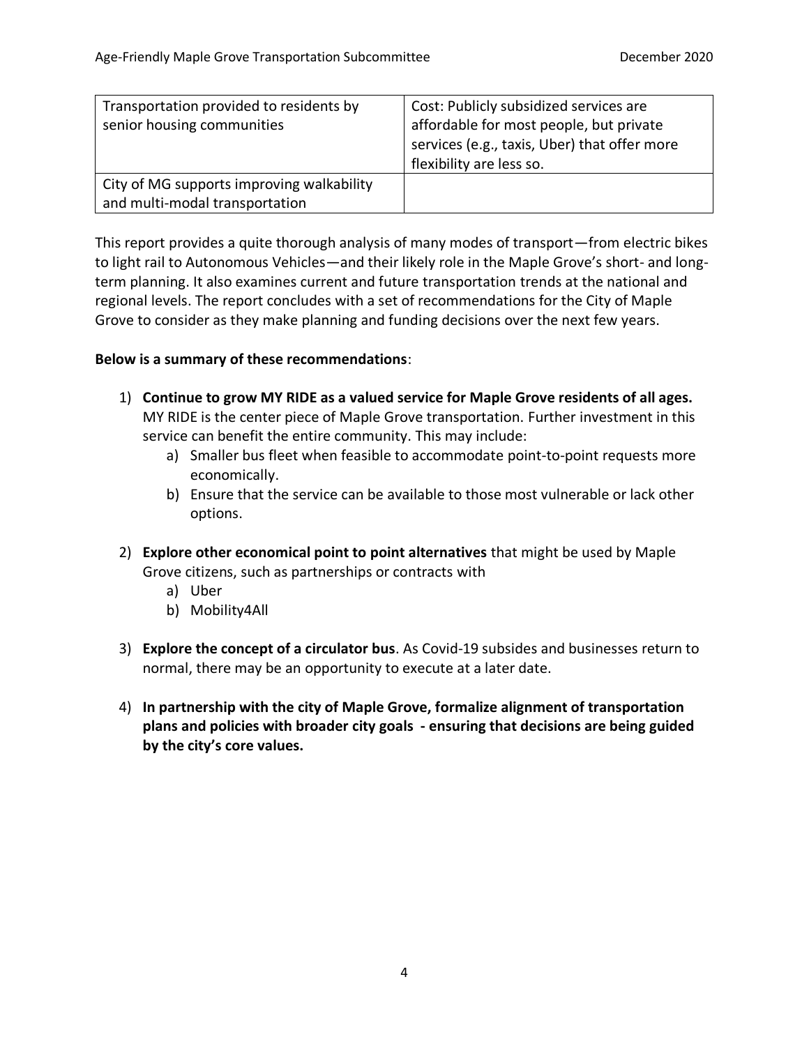| Transportation provided to residents by senior housing communities | Cost: Publicly subsidized services are affordable for most people, but private services (e.g., taxis, Uber) that offer more flexibility are less so. |
|---|---|
| City of MG supports improving walkability and multi-modal transportation | |

This report provides a quite thorough analysis of many modes of transport—from electric bikes to light rail to Autonomous Vehicles—and their likely role in the Maple Grove's short- and long-term planning. It also examines current and future transportation trends at the national and regional levels. The report concludes with a set of recommendations for the City of Maple Grove to consider as they make planning and funding decisions over the next few years.

**Below is a summary of these recommendations**:

1) **Continue to grow MY RIDE as a valued service for Maple Grove residents of all ages.** MY RIDE is the center piece of Maple Grove transportation. Further investment in this service can benefit the entire community. This may include:
   a) Smaller bus fleet when feasible to accommodate point-to-point requests more economically.
   b) Ensure that the service can be available to those most vulnerable or lack other options.

2) **Explore other economical point to point alternatives** that might be used by Maple Grove citizens, such as partnerships or contracts with
   a) Uber
   b) Mobility4All

3) **Explore the concept of a circulator bus**. As Covid-19 subsides and businesses return to normal, there may be an opportunity to execute at a later date.

4) **In partnership with the city of Maple Grove, formalize alignment of transportation plans and policies with broader city goals - ensuring that decisions are being guided by the city's core values.**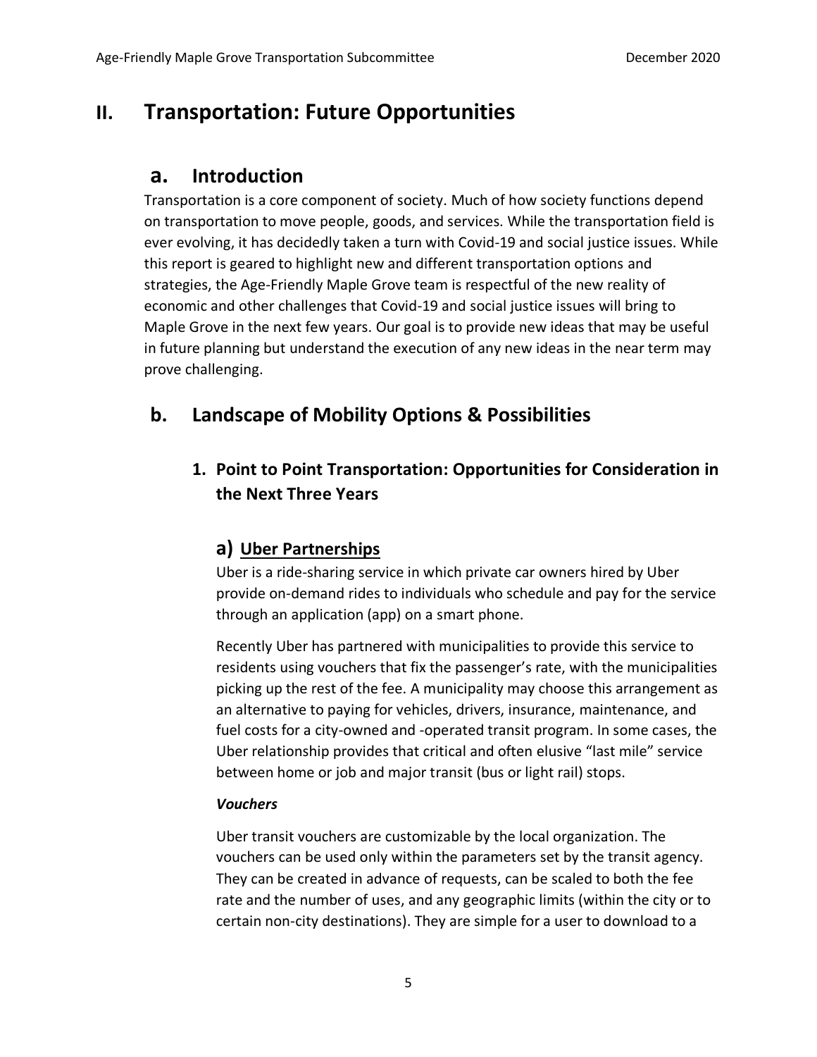# II. Transportation: Future Opportunities

## a. Introduction

Transportation is a core component of society. Much of how society functions depend on transportation to move people, goods, and services. While the transportation field is ever evolving, it has decidedly taken a turn with Covid-19 and social justice issues. While this report is geared to highlight new and different transportation options and strategies, the Age-Friendly Maple Grove team is respectful of the new reality of economic and other challenges that Covid-19 and social justice issues will bring to Maple Grove in the next few years. Our goal is to provide new ideas that may be useful in future planning but understand the execution of any new ideas in the near term may prove challenging.

## b. Landscape of Mobility Options & Possibilities

### 1. Point to Point Transportation: Opportunities for Consideration in the Next Three Years

#### a) Uber Partnerships

Uber is a ride-sharing service in which private car owners hired by Uber provide on-demand rides to individuals who schedule and pay for the service through an application (app) on a smart phone.

Recently Uber has partnered with municipalities to provide this service to residents using vouchers that fix the passenger's rate, with the municipalities picking up the rest of the fee. A municipality may choose this arrangement as an alternative to paying for vehicles, drivers, insurance, maintenance, and fuel costs for a city-owned and -operated transit program. In some cases, the Uber relationship provides that critical and often elusive "last mile" service between home or job and major transit (bus or light rail) stops.

***Vouchers***

Uber transit vouchers are customizable by the local organization. The vouchers can be used only within the parameters set by the transit agency. They can be created in advance of requests, can be scaled to both the fee rate and the number of uses, and any geographic limits (within the city or to certain non-city destinations). They are simple for a user to download to a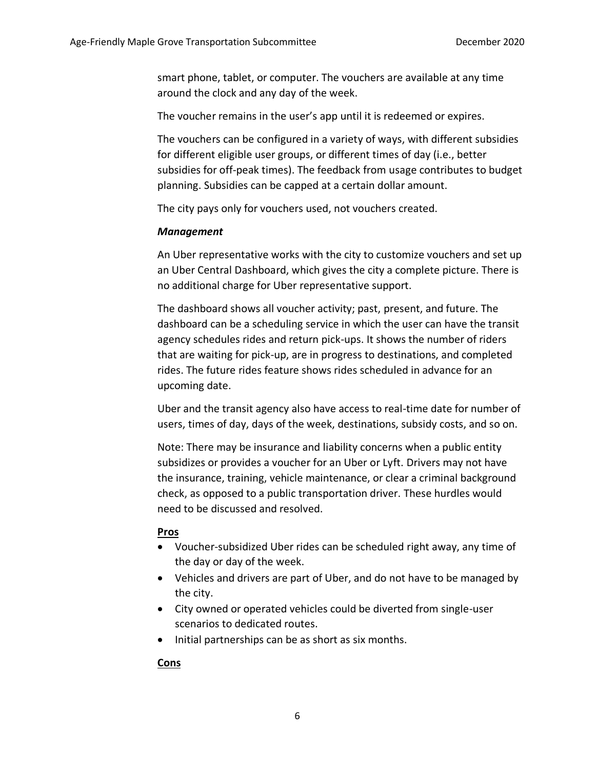smart phone, tablet, or computer. The vouchers are available at any time around the clock and any day of the week.

The voucher remains in the user's app until it is redeemed or expires.

The vouchers can be configured in a variety of ways, with different subsidies for different eligible user groups, or different times of day (i.e., better subsidies for off-peak times). The feedback from usage contributes to budget planning. Subsidies can be capped at a certain dollar amount.

The city pays only for vouchers used, not vouchers created.

***Management***

An Uber representative works with the city to customize vouchers and set up an Uber Central Dashboard, which gives the city a complete picture. There is no additional charge for Uber representative support.

The dashboard shows all voucher activity; past, present, and future. The dashboard can be a scheduling service in which the user can have the transit agency schedules rides and return pick-ups. It shows the number of riders that are waiting for pick-up, are in progress to destinations, and completed rides. The future rides feature shows rides scheduled in advance for an upcoming date.

Uber and the transit agency also have access to real-time date for number of users, times of day, days of the week, destinations, subsidy costs, and so on.

Note: There may be insurance and liability concerns when a public entity subsidizes or provides a voucher for an Uber or Lyft. Drivers may not have the insurance, training, vehicle maintenance, or clear a criminal background check, as opposed to a public transportation driver. These hurdles would need to be discussed and resolved.

**Pros**

- Voucher-subsidized Uber rides can be scheduled right away, any time of the day or day of the week.
- Vehicles and drivers are part of Uber, and do not have to be managed by the city.
- City owned or operated vehicles could be diverted from single-user scenarios to dedicated routes.
- Initial partnerships can be as short as six months.

**Cons**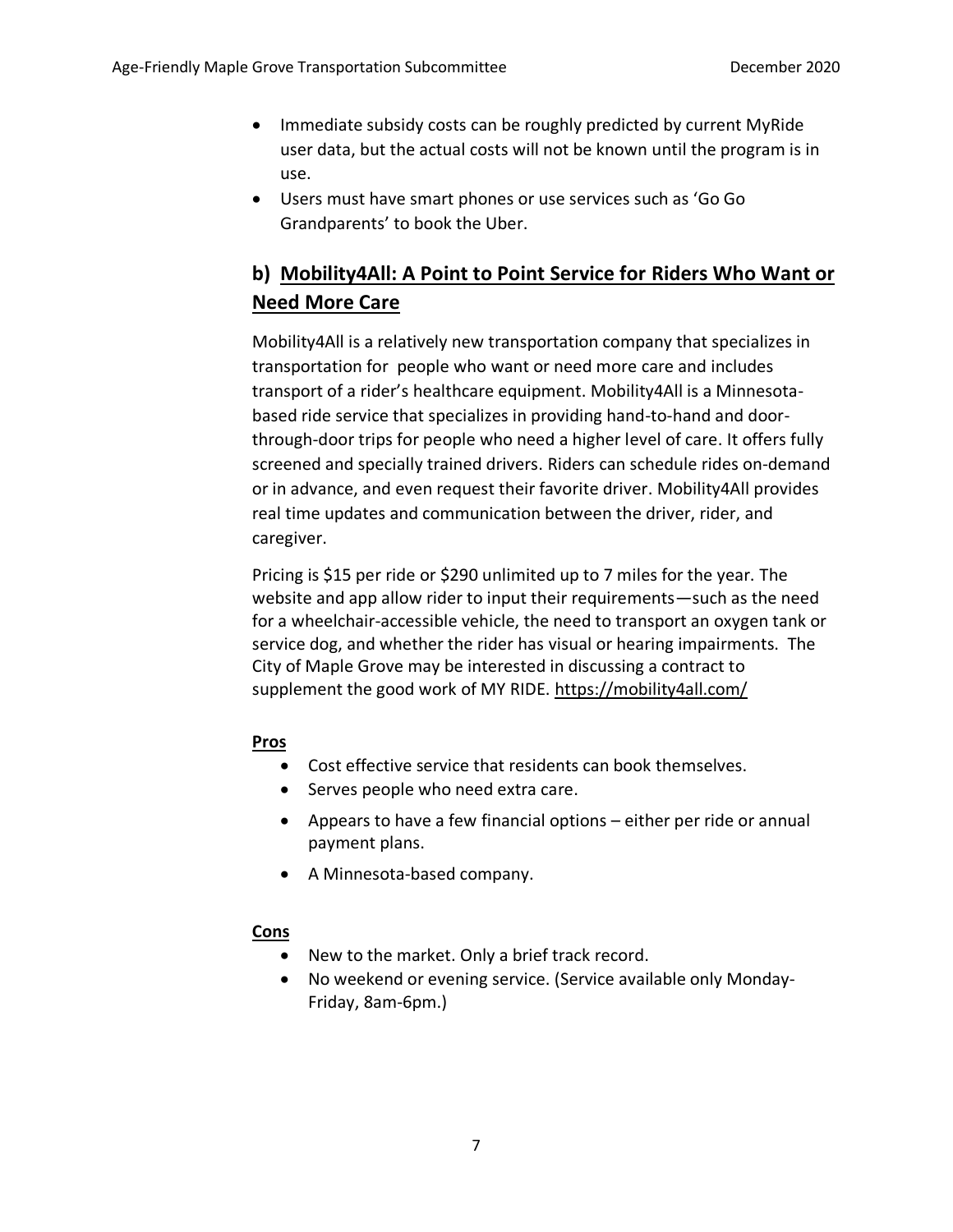- Immediate subsidy costs can be roughly predicted by current MyRide user data, but the actual costs will not be known until the program is in use.
- Users must have smart phones or use services such as 'Go Go Grandparents' to book the Uber.

## b) Mobility4All: A Point to Point Service for Riders Who Want or Need More Care

Mobility4All is a relatively new transportation company that specializes in transportation for people who want or need more care and includes transport of a rider's healthcare equipment. Mobility4All is a Minnesota-based ride service that specializes in providing hand-to-hand and door-through-door trips for people who need a higher level of care. It offers fully screened and specially trained drivers. Riders can schedule rides on-demand or in advance, and even request their favorite driver. Mobility4All provides real time updates and communication between the driver, rider, and caregiver.

Pricing is $15 per ride or $290 unlimited up to 7 miles for the year. The website and app allow rider to input their requirements—such as the need for a wheelchair-accessible vehicle, the need to transport an oxygen tank or service dog, and whether the rider has visual or hearing impairments. The City of Maple Grove may be interested in discussing a contract to supplement the good work of MY RIDE. https://mobility4all.com/

**Pros**

- Cost effective service that residents can book themselves.
- Serves people who need extra care.
- Appears to have a few financial options – either per ride or annual payment plans.
- A Minnesota-based company.

**Cons**

- New to the market. Only a brief track record.
- No weekend or evening service. (Service available only Monday-Friday, 8am-6pm.)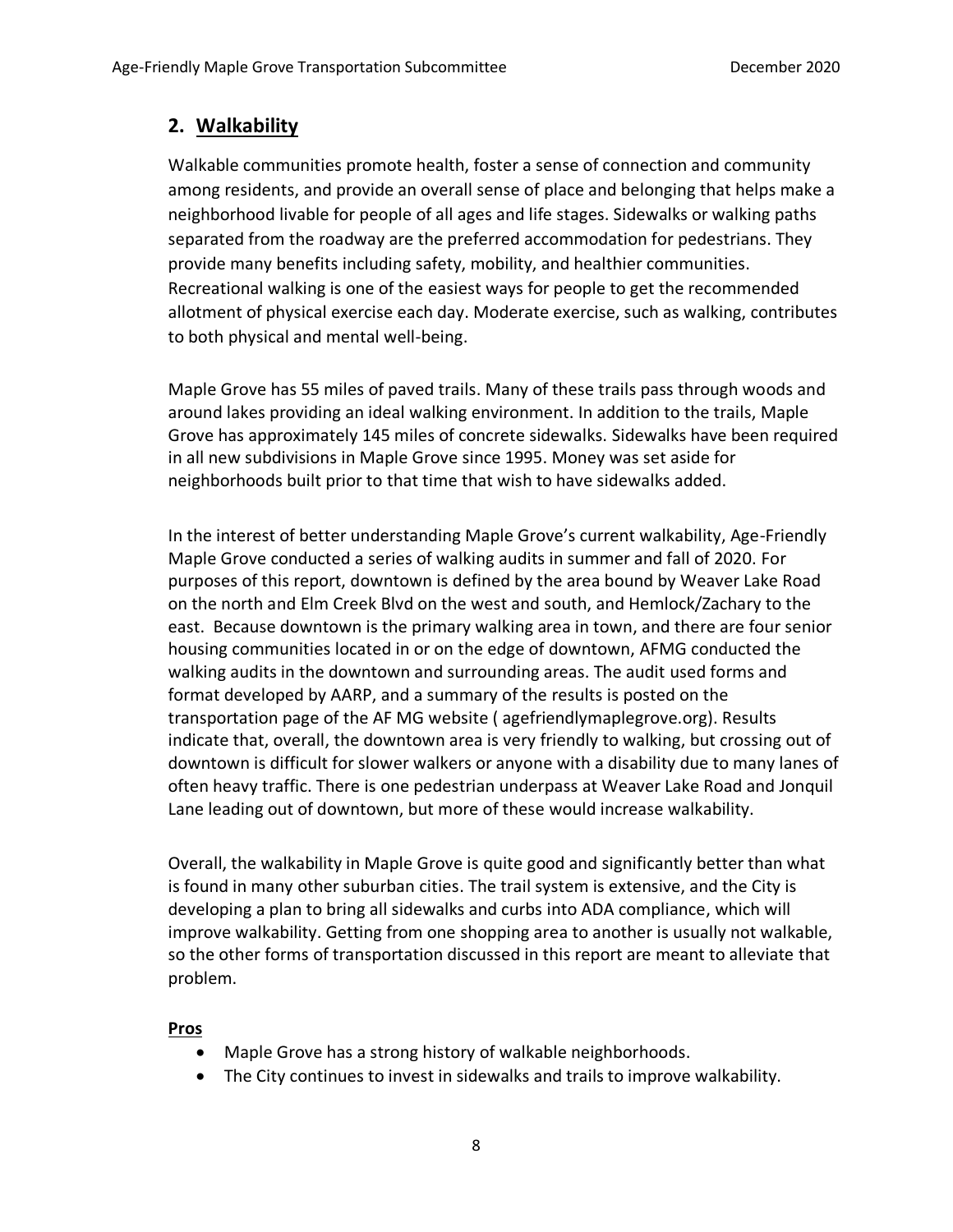## 2. Walkability

Walkable communities promote health, foster a sense of connection and community among residents, and provide an overall sense of place and belonging that helps make a neighborhood livable for people of all ages and life stages. Sidewalks or walking paths separated from the roadway are the preferred accommodation for pedestrians. They provide many benefits including safety, mobility, and healthier communities. Recreational walking is one of the easiest ways for people to get the recommended allotment of physical exercise each day. Moderate exercise, such as walking, contributes to both physical and mental well-being.

Maple Grove has 55 miles of paved trails. Many of these trails pass through woods and around lakes providing an ideal walking environment. In addition to the trails, Maple Grove has approximately 145 miles of concrete sidewalks. Sidewalks have been required in all new subdivisions in Maple Grove since 1995. Money was set aside for neighborhoods built prior to that time that wish to have sidewalks added.

In the interest of better understanding Maple Grove's current walkability, Age-Friendly Maple Grove conducted a series of walking audits in summer and fall of 2020. For purposes of this report, downtown is defined by the area bound by Weaver Lake Road on the north and Elm Creek Blvd on the west and south, and Hemlock/Zachary to the east. Because downtown is the primary walking area in town, and there are four senior housing communities located in or on the edge of downtown, AFMG conducted the walking audits in the downtown and surrounding areas. The audit used forms and format developed by AARP, and a summary of the results is posted on the transportation page of the AF MG website ( agefriendlymaplegrove.org). Results indicate that, overall, the downtown area is very friendly to walking, but crossing out of downtown is difficult for slower walkers or anyone with a disability due to many lanes of often heavy traffic. There is one pedestrian underpass at Weaver Lake Road and Jonquil Lane leading out of downtown, but more of these would increase walkability.

Overall, the walkability in Maple Grove is quite good and significantly better than what is found in many other suburban cities. The trail system is extensive, and the City is developing a plan to bring all sidewalks and curbs into ADA compliance, which will improve walkability. Getting from one shopping area to another is usually not walkable, so the other forms of transportation discussed in this report are meant to alleviate that problem.

**Pros**

- Maple Grove has a strong history of walkable neighborhoods.
- The City continues to invest in sidewalks and trails to improve walkability.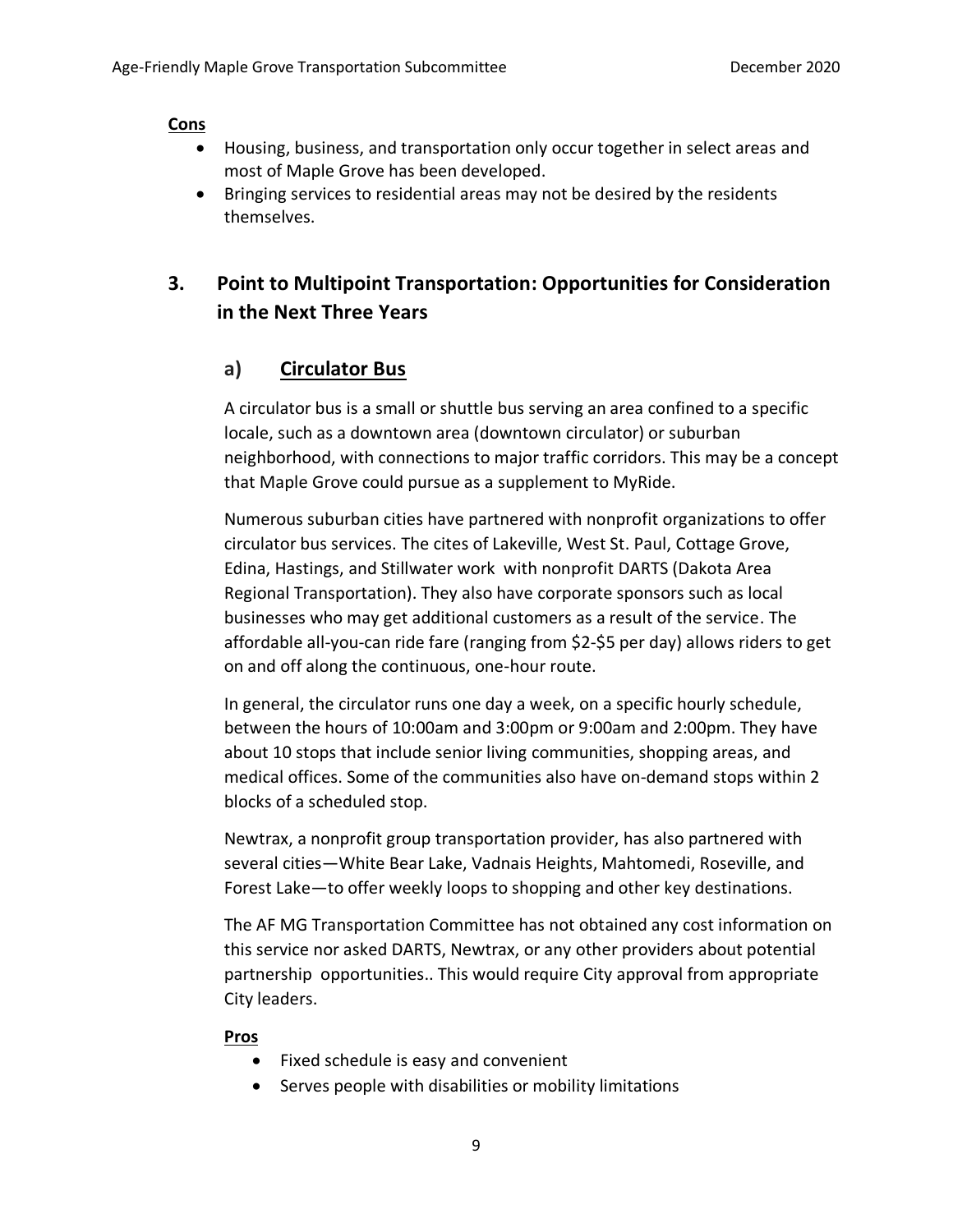**Cons**

- Housing, business, and transportation only occur together in select areas and most of Maple Grove has been developed.
- Bringing services to residential areas may not be desired by the residents themselves.

## 3. Point to Multipoint Transportation: Opportunities for Consideration in the Next Three Years

### a) Circulator Bus

A circulator bus is a small or shuttle bus serving an area confined to a specific locale, such as a downtown area (downtown circulator) or suburban neighborhood, with connections to major traffic corridors. This may be a concept that Maple Grove could pursue as a supplement to MyRide.

Numerous suburban cities have partnered with nonprofit organizations to offer circulator bus services. The cites of Lakeville, West St. Paul, Cottage Grove, Edina, Hastings, and Stillwater work with nonprofit DARTS (Dakota Area Regional Transportation). They also have corporate sponsors such as local businesses who may get additional customers as a result of the service. The affordable all-you-can ride fare (ranging from $2-$5 per day) allows riders to get on and off along the continuous, one-hour route.

In general, the circulator runs one day a week, on a specific hourly schedule, between the hours of 10:00am and 3:00pm or 9:00am and 2:00pm. They have about 10 stops that include senior living communities, shopping areas, and medical offices. Some of the communities also have on-demand stops within 2 blocks of a scheduled stop.

Newtrax, a nonprofit group transportation provider, has also partnered with several cities—White Bear Lake, Vadnais Heights, Mahtomedi, Roseville, and Forest Lake—to offer weekly loops to shopping and other key destinations.

The AF MG Transportation Committee has not obtained any cost information on this service nor asked DARTS, Newtrax, or any other providers about potential partnership opportunities.. This would require City approval from appropriate City leaders.

**Pros**

- Fixed schedule is easy and convenient
- Serves people with disabilities or mobility limitations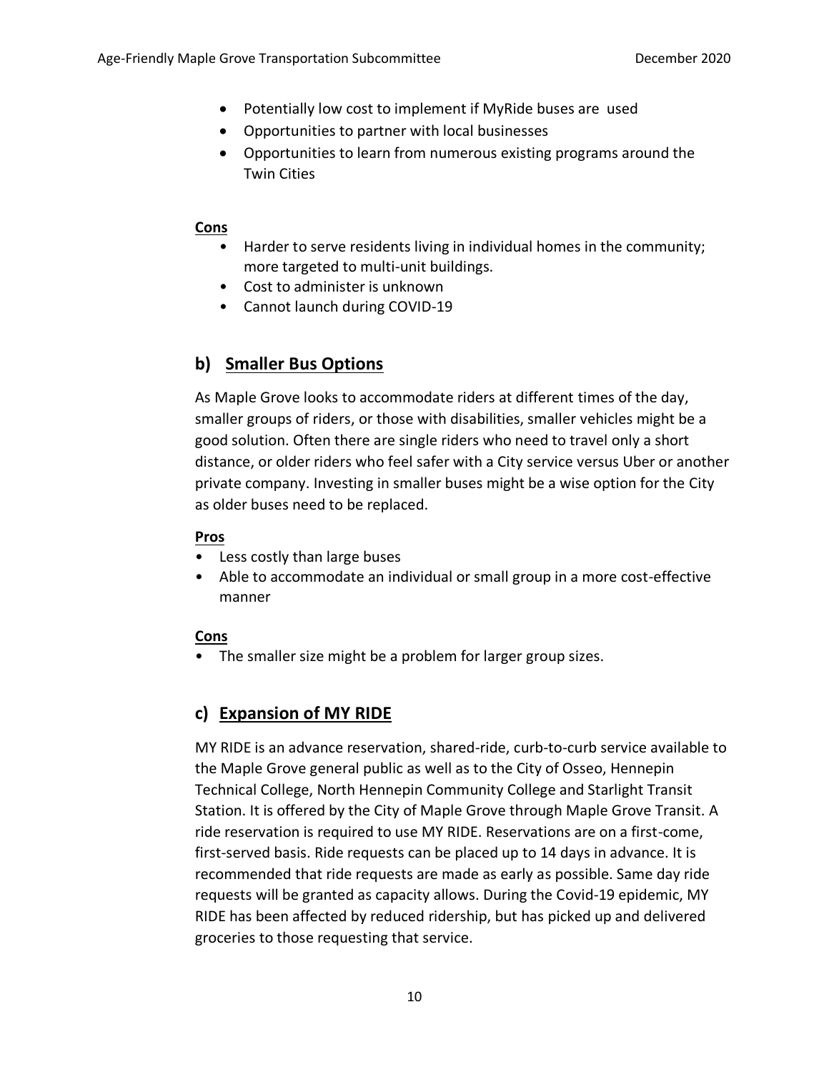- Potentially low cost to implement if MyRide buses are used
- Opportunities to partner with local businesses
- Opportunities to learn from numerous existing programs around the Twin Cities

**Cons**

- Harder to serve residents living in individual homes in the community; more targeted to multi-unit buildings.
- Cost to administer is unknown
- Cannot launch during COVID-19

## b) Smaller Bus Options

As Maple Grove looks to accommodate riders at different times of the day, smaller groups of riders, or those with disabilities, smaller vehicles might be a good solution. Often there are single riders who need to travel only a short distance, or older riders who feel safer with a City service versus Uber or another private company. Investing in smaller buses might be a wise option for the City as older buses need to be replaced.

**Pros**

- Less costly than large buses
- Able to accommodate an individual or small group in a more cost-effective manner

**Cons**

- The smaller size might be a problem for larger group sizes.

## c) Expansion of MY RIDE

MY RIDE is an advance reservation, shared-ride, curb-to-curb service available to the Maple Grove general public as well as to the City of Osseo, Hennepin Technical College, North Hennepin Community College and Starlight Transit Station. It is offered by the City of Maple Grove through Maple Grove Transit. A ride reservation is required to use MY RIDE. Reservations are on a first-come, first-served basis. Ride requests can be placed up to 14 days in advance. It is recommended that ride requests are made as early as possible. Same day ride requests will be granted as capacity allows. During the Covid-19 epidemic, MY RIDE has been affected by reduced ridership, but has picked up and delivered groceries to those requesting that service.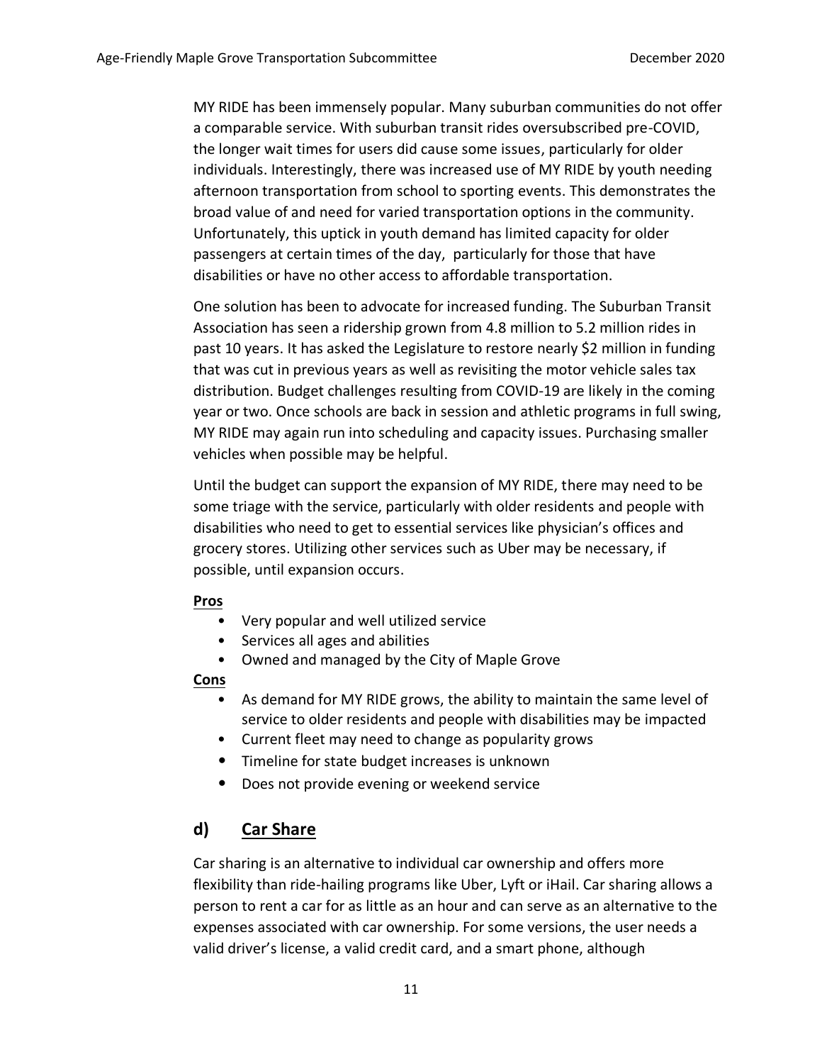MY RIDE has been immensely popular. Many suburban communities do not offer a comparable service. With suburban transit rides oversubscribed pre-COVID, the longer wait times for users did cause some issues, particularly for older individuals. Interestingly, there was increased use of MY RIDE by youth needing afternoon transportation from school to sporting events. This demonstrates the broad value of and need for varied transportation options in the community. Unfortunately, this uptick in youth demand has limited capacity for older passengers at certain times of the day, particularly for those that have disabilities or have no other access to affordable transportation.

One solution has been to advocate for increased funding. The Suburban Transit Association has seen a ridership grown from 4.8 million to 5.2 million rides in past 10 years. It has asked the Legislature to restore nearly $2 million in funding that was cut in previous years as well as revisiting the motor vehicle sales tax distribution. Budget challenges resulting from COVID-19 are likely in the coming year or two. Once schools are back in session and athletic programs in full swing, MY RIDE may again run into scheduling and capacity issues. Purchasing smaller vehicles when possible may be helpful.

Until the budget can support the expansion of MY RIDE, there may need to be some triage with the service, particularly with older residents and people with disabilities who need to get to essential services like physician's offices and grocery stores. Utilizing other services such as Uber may be necessary, if possible, until expansion occurs.

**Pros**

- Very popular and well utilized service
- Services all ages and abilities
- Owned and managed by the City of Maple Grove

**Cons**

- As demand for MY RIDE grows, the ability to maintain the same level of service to older residents and people with disabilities may be impacted
- Current fleet may need to change as popularity grows
- Timeline for state budget increases is unknown
- Does not provide evening or weekend service

## d) Car Share

Car sharing is an alternative to individual car ownership and offers more flexibility than ride-hailing programs like Uber, Lyft or iHail. Car sharing allows a person to rent a car for as little as an hour and can serve as an alternative to the expenses associated with car ownership. For some versions, the user needs a valid driver's license, a valid credit card, and a smart phone, although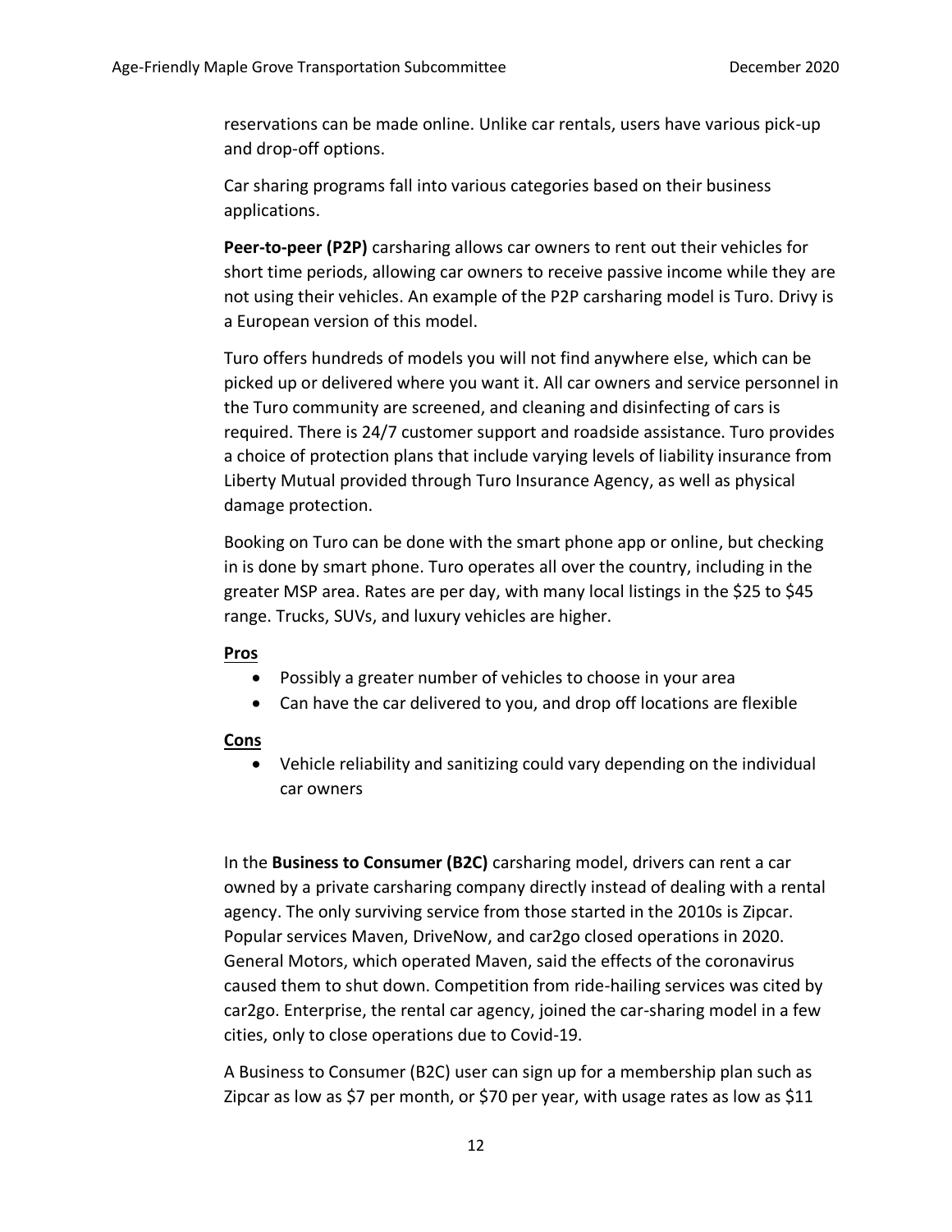reservations can be made online. Unlike car rentals, users have various pick-up and drop-off options.

Car sharing programs fall into various categories based on their business applications.

**Peer-to-peer (P2P)** carsharing allows car owners to rent out their vehicles for short time periods, allowing car owners to receive passive income while they are not using their vehicles. An example of the P2P carsharing model is Turo. Drivy is a European version of this model.

Turo offers hundreds of models you will not find anywhere else, which can be picked up or delivered where you want it. All car owners and service personnel in the Turo community are screened, and cleaning and disinfecting of cars is required. There is 24/7 customer support and roadside assistance. Turo provides a choice of protection plans that include varying levels of liability insurance from Liberty Mutual provided through Turo Insurance Agency, as well as physical damage protection.

Booking on Turo can be done with the smart phone app or online, but checking in is done by smart phone. Turo operates all over the country, including in the greater MSP area. Rates are per day, with many local listings in the $25 to $45 range. Trucks, SUVs, and luxury vehicles are higher.

**Pros**

- Possibly a greater number of vehicles to choose in your area
- Can have the car delivered to you, and drop off locations are flexible

**Cons**

- Vehicle reliability and sanitizing could vary depending on the individual car owners

In the **Business to Consumer (B2C)** carsharing model, drivers can rent a car owned by a private carsharing company directly instead of dealing with a rental agency. The only surviving service from those started in the 2010s is Zipcar. Popular services Maven, DriveNow, and car2go closed operations in 2020. General Motors, which operated Maven, said the effects of the coronavirus caused them to shut down. Competition from ride-hailing services was cited by car2go. Enterprise, the rental car agency, joined the car-sharing model in a few cities, only to close operations due to Covid-19.

A Business to Consumer (B2C) user can sign up for a membership plan such as Zipcar as low as $7 per month, or $70 per year, with usage rates as low as $11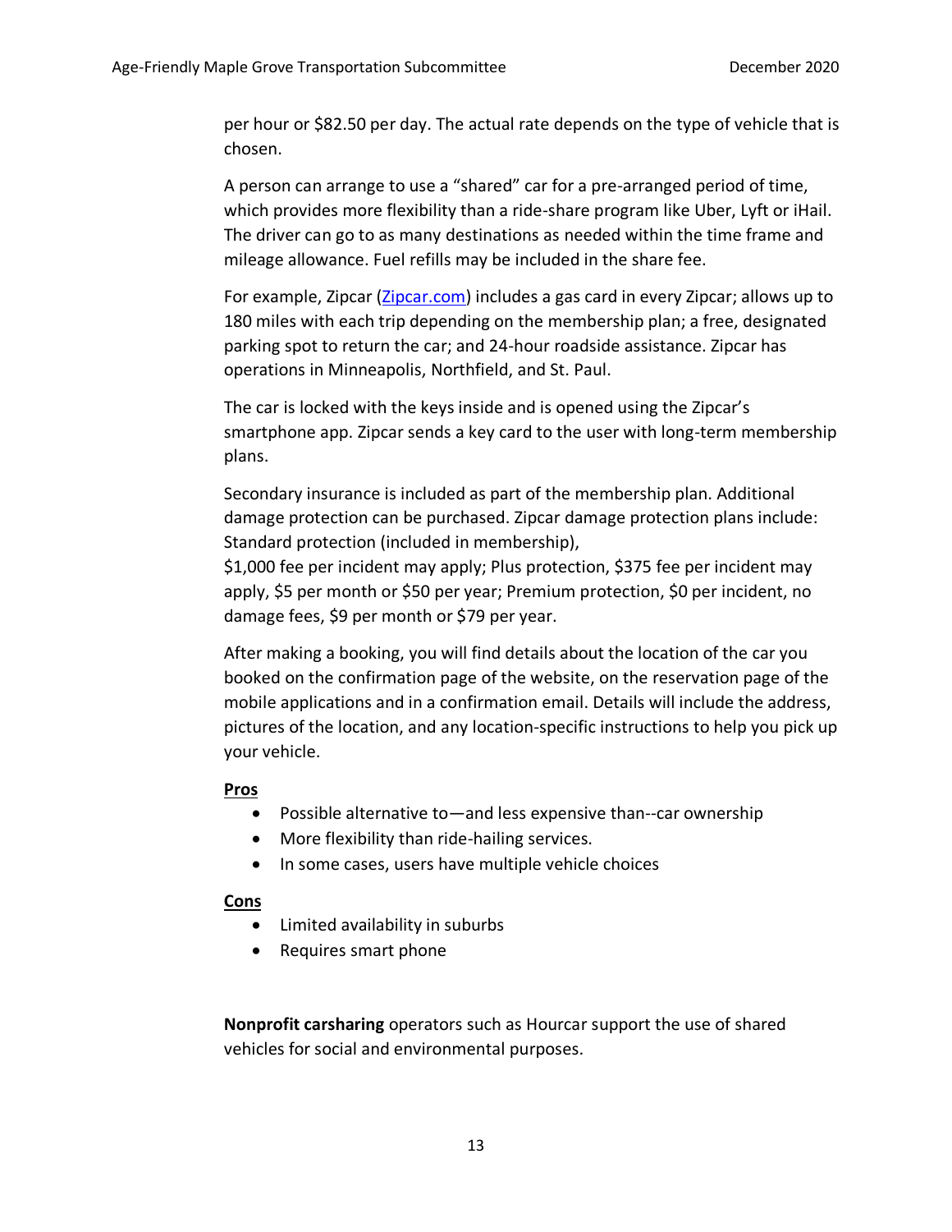per hour or $82.50 per day. The actual rate depends on the type of vehicle that is chosen.

A person can arrange to use a "shared" car for a pre-arranged period of time, which provides more flexibility than a ride-share program like Uber, Lyft or iHail. The driver can go to as many destinations as needed within the time frame and mileage allowance. Fuel refills may be included in the share fee.

For example, Zipcar ([Zipcar.com](Zipcar.com)) includes a gas card in every Zipcar; allows up to 180 miles with each trip depending on the membership plan; a free, designated parking spot to return the car; and 24-hour roadside assistance. Zipcar has operations in Minneapolis, Northfield, and St. Paul.

The car is locked with the keys inside and is opened using the Zipcar's smartphone app. Zipcar sends a key card to the user with long-term membership plans.

Secondary insurance is included as part of the membership plan. Additional damage protection can be purchased. Zipcar damage protection plans include: Standard protection (included in membership),
$1,000 fee per incident may apply; Plus protection, $375 fee per incident may apply, $5 per month or $50 per year; Premium protection, $0 per incident, no damage fees, $9 per month or $79 per year.

After making a booking, you will find details about the location of the car you booked on the confirmation page of the website, on the reservation page of the mobile applications and in a confirmation email. Details will include the address, pictures of the location, and any location-specific instructions to help you pick up your vehicle.

**Pros**

- Possible alternative to—and less expensive than--car ownership
- More flexibility than ride-hailing services.
- In some cases, users have multiple vehicle choices

**Cons**

- Limited availability in suburbs
- Requires smart phone

**Nonprofit carsharing** operators such as Hourcar support the use of shared vehicles for social and environmental purposes.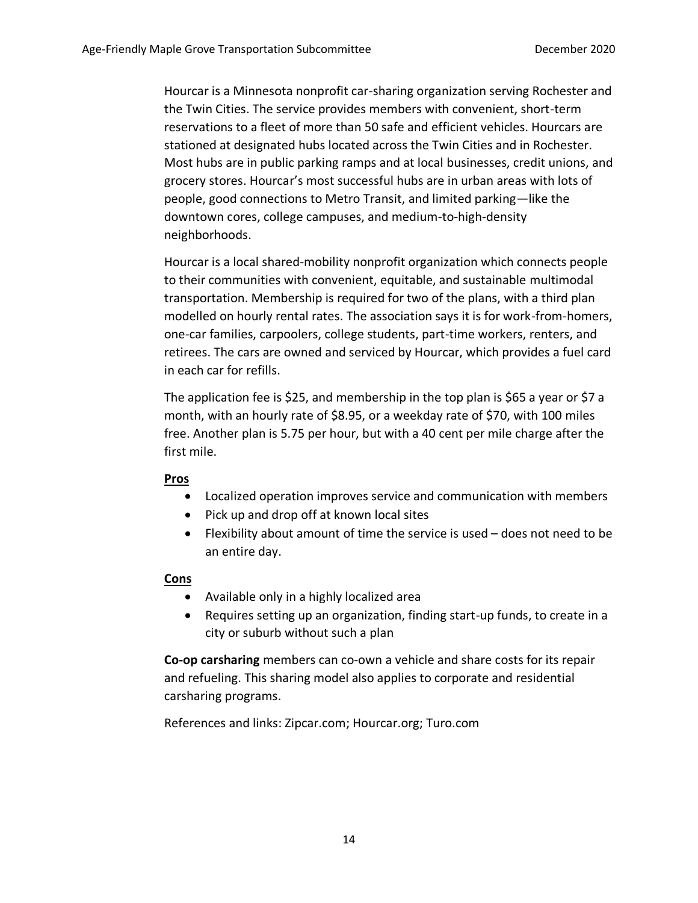Hourcar is a Minnesota nonprofit car-sharing organization serving Rochester and the Twin Cities. The service provides members with convenient, short-term reservations to a fleet of more than 50 safe and efficient vehicles. Hourcars are stationed at designated hubs located across the Twin Cities and in Rochester. Most hubs are in public parking ramps and at local businesses, credit unions, and grocery stores. Hourcar's most successful hubs are in urban areas with lots of people, good connections to Metro Transit, and limited parking—like the downtown cores, college campuses, and medium-to-high-density neighborhoods.

Hourcar is a local shared-mobility nonprofit organization which connects people to their communities with convenient, equitable, and sustainable multimodal transportation. Membership is required for two of the plans, with a third plan modelled on hourly rental rates. The association says it is for work-from-homers, one-car families, carpoolers, college students, part-time workers, renters, and retirees. The cars are owned and serviced by Hourcar, which provides a fuel card in each car for refills.

The application fee is $25, and membership in the top plan is $65 a year or $7 a month, with an hourly rate of $8.95, or a weekday rate of $70, with 100 miles free. Another plan is 5.75 per hour, but with a 40 cent per mile charge after the first mile.

**Pros**

- Localized operation improves service and communication with members
- Pick up and drop off at known local sites
- Flexibility about amount of time the service is used – does not need to be an entire day.

**Cons**

- Available only in a highly localized area
- Requires setting up an organization, finding start-up funds, to create in a city or suburb without such a plan

**Co-op carsharing** members can co-own a vehicle and share costs for its repair and refueling. This sharing model also applies to corporate and residential carsharing programs.

References and links: Zipcar.com; Hourcar.org; Turo.com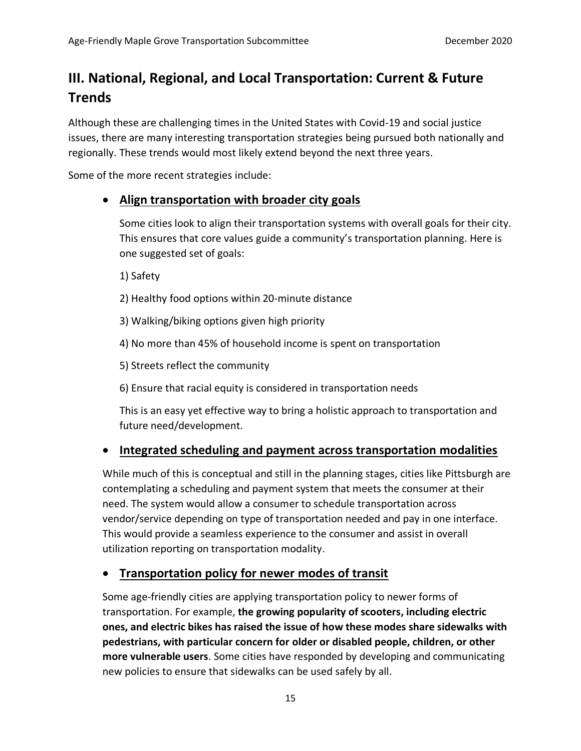## III. National, Regional, and Local Transportation: Current & Future Trends

Although these are challenging times in the United States with Covid-19 and social justice issues, there are many interesting transportation strategies being pursued both nationally and regionally. These trends would most likely extend beyond the next three years.

Some of the more recent strategies include:

- **Align transportation with broader city goals**

  Some cities look to align their transportation systems with overall goals for their city. This ensures that core values guide a community's transportation planning. Here is one suggested set of goals:

  1) Safety

  2) Healthy food options within 20-minute distance

  3) Walking/biking options given high priority

  4) No more than 45% of household income is spent on transportation

  5) Streets reflect the community

  6) Ensure that racial equity is considered in transportation needs

  This is an easy yet effective way to bring a holistic approach to transportation and future need/development.

- **Integrated scheduling and payment across transportation modalities**

  While much of this is conceptual and still in the planning stages, cities like Pittsburgh are contemplating a scheduling and payment system that meets the consumer at their need. The system would allow a consumer to schedule transportation across vendor/service depending on type of transportation needed and pay in one interface. This would provide a seamless experience to the consumer and assist in overall utilization reporting on transportation modality.

- **Transportation policy for newer modes of transit**

  Some age-friendly cities are applying transportation policy to newer forms of transportation. For example, **the growing popularity of scooters, including electric ones, and electric bikes has raised the issue of how these modes share sidewalks with pedestrians, with particular concern for older or disabled people, children, or other more vulnerable users**. Some cities have responded by developing and communicating new policies to ensure that sidewalks can be used safely by all.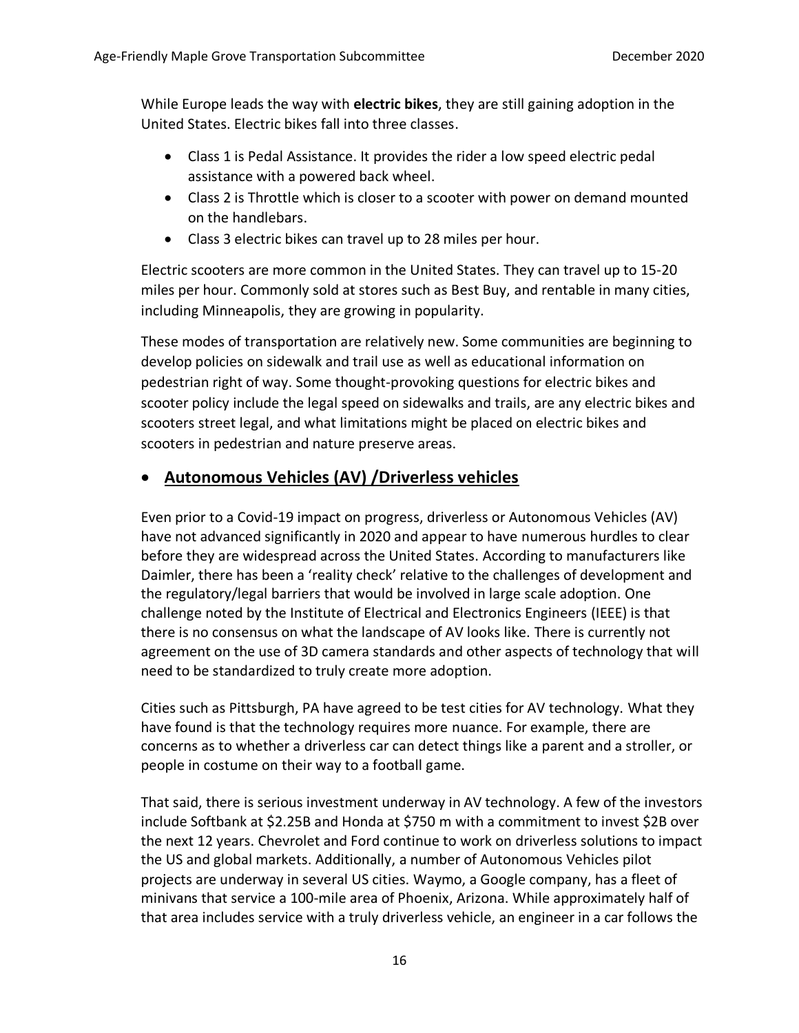While Europe leads the way with **electric bikes**, they are still gaining adoption in the United States. Electric bikes fall into three classes.

- Class 1 is Pedal Assistance. It provides the rider a low speed electric pedal assistance with a powered back wheel.
- Class 2 is Throttle which is closer to a scooter with power on demand mounted on the handlebars.
- Class 3 electric bikes can travel up to 28 miles per hour.

Electric scooters are more common in the United States. They can travel up to 15-20 miles per hour. Commonly sold at stores such as Best Buy, and rentable in many cities, including Minneapolis, they are growing in popularity.

These modes of transportation are relatively new. Some communities are beginning to develop policies on sidewalk and trail use as well as educational information on pedestrian right of way. Some thought-provoking questions for electric bikes and scooter policy include the legal speed on sidewalks and trails, are any electric bikes and scooters street legal, and what limitations might be placed on electric bikes and scooters in pedestrian and nature preserve areas.

## • **Autonomous Vehicles (AV) /Driverless vehicles**

Even prior to a Covid-19 impact on progress, driverless or Autonomous Vehicles (AV) have not advanced significantly in 2020 and appear to have numerous hurdles to clear before they are widespread across the United States. According to manufacturers like Daimler, there has been a 'reality check' relative to the challenges of development and the regulatory/legal barriers that would be involved in large scale adoption. One challenge noted by the Institute of Electrical and Electronics Engineers (IEEE) is that there is no consensus on what the landscape of AV looks like. There is currently not agreement on the use of 3D camera standards and other aspects of technology that will need to be standardized to truly create more adoption.

Cities such as Pittsburgh, PA have agreed to be test cities for AV technology. What they have found is that the technology requires more nuance. For example, there are concerns as to whether a driverless car can detect things like a parent and a stroller, or people in costume on their way to a football game.

That said, there is serious investment underway in AV technology. A few of the investors include Softbank at $2.25B and Honda at $750 m with a commitment to invest $2B over the next 12 years. Chevrolet and Ford continue to work on driverless solutions to impact the US and global markets. Additionally, a number of Autonomous Vehicles pilot projects are underway in several US cities. Waymo, a Google company, has a fleet of minivans that service a 100-mile area of Phoenix, Arizona. While approximately half of that area includes service with a truly driverless vehicle, an engineer in a car follows the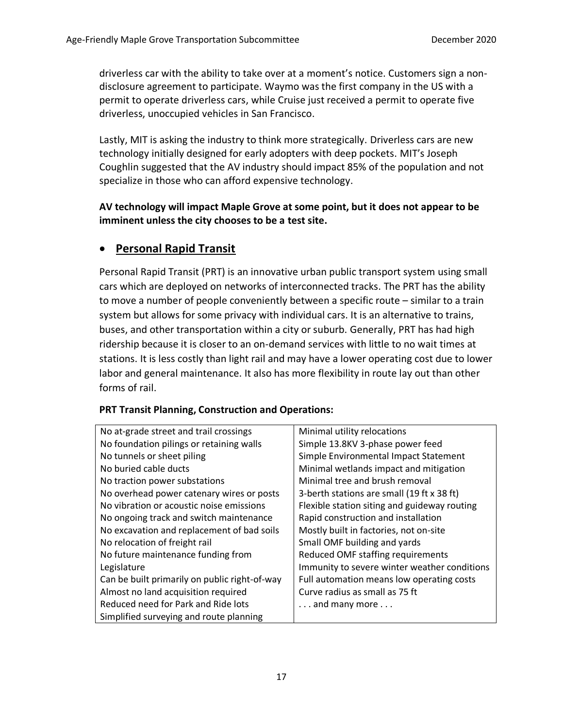driverless car with the ability to take over at a moment's notice. Customers sign a non-disclosure agreement to participate. Waymo was the first company in the US with a permit to operate driverless cars, while Cruise just received a permit to operate five driverless, unoccupied vehicles in San Francisco.

Lastly, MIT is asking the industry to think more strategically. Driverless cars are new technology initially designed for early adopters with deep pockets. MIT's Joseph Coughlin suggested that the AV industry should impact 85% of the population and not specialize in those who can afford expensive technology.

**AV technology will impact Maple Grove at some point, but it does not appear to be imminent unless the city chooses to be a test site.**

## • Personal Rapid Transit

Personal Rapid Transit (PRT) is an innovative urban public transport system using small cars which are deployed on networks of interconnected tracks. The PRT has the ability to move a number of people conveniently between a specific route – similar to a train system but allows for some privacy with individual cars. It is an alternative to trains, buses, and other transportation within a city or suburb. Generally, PRT has had high ridership because it is closer to an on-demand services with little to no wait times at stations. It is less costly than light rail and may have a lower operating cost due to lower labor and general maintenance. It also has more flexibility in route lay out than other forms of rail.

**PRT Transit Planning, Construction and Operations:**

| | |
|---|---|
| No at-grade street and trail crossings | Minimal utility relocations |
| No foundation pilings or retaining walls | Simple 13.8KV 3-phase power feed |
| No tunnels or sheet piling | Simple Environmental Impact Statement |
| No buried cable ducts | Minimal wetlands impact and mitigation |
| No traction power substations | Minimal tree and brush removal |
| No overhead power catenary wires or posts | 3-berth stations are small (19 ft x 38 ft) |
| No vibration or acoustic noise emissions | Flexible station siting and guideway routing |
| No ongoing track and switch maintenance | Rapid construction and installation |
| No excavation and replacement of bad soils | Mostly built in factories, not on-site |
| No relocation of freight rail | Small OMF building and yards |
| No future maintenance funding from Legislature | Reduced OMF staffing requirements |
| | Immunity to severe winter weather conditions |
| Can be built primarily on public right-of-way | Full automation means low operating costs |
| Almost no land acquisition required | Curve radius as small as 75 ft |
| Reduced need for Park and Ride lots | . . . and many more . . . |
| Simplified surveying and route planning | |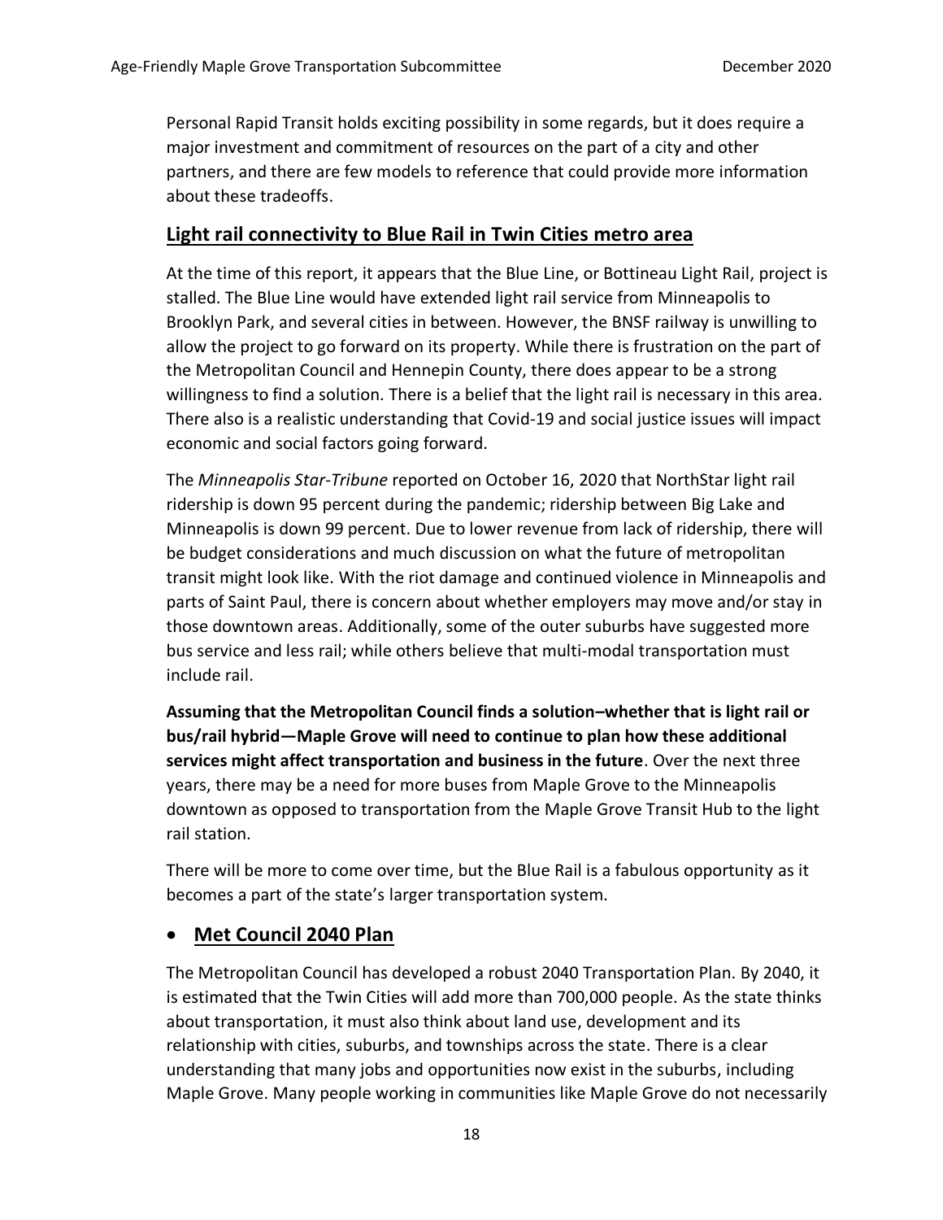Personal Rapid Transit holds exciting possibility in some regards, but it does require a major investment and commitment of resources on the part of a city and other partners, and there are few models to reference that could provide more information about these tradeoffs.

## Light rail connectivity to Blue Rail in Twin Cities metro area

At the time of this report, it appears that the Blue Line, or Bottineau Light Rail, project is stalled. The Blue Line would have extended light rail service from Minneapolis to Brooklyn Park, and several cities in between. However, the BNSF railway is unwilling to allow the project to go forward on its property. While there is frustration on the part of the Metropolitan Council and Hennepin County, there does appear to be a strong willingness to find a solution. There is a belief that the light rail is necessary in this area. There also is a realistic understanding that Covid-19 and social justice issues will impact economic and social factors going forward.

The *Minneapolis Star-Tribune* reported on October 16, 2020 that NorthStar light rail ridership is down 95 percent during the pandemic; ridership between Big Lake and Minneapolis is down 99 percent. Due to lower revenue from lack of ridership, there will be budget considerations and much discussion on what the future of metropolitan transit might look like. With the riot damage and continued violence in Minneapolis and parts of Saint Paul, there is concern about whether employers may move and/or stay in those downtown areas. Additionally, some of the outer suburbs have suggested more bus service and less rail; while others believe that multi-modal transportation must include rail.

**Assuming that the Metropolitan Council finds a solution–whether that is light rail or bus/rail hybrid—Maple Grove will need to continue to plan how these additional services might affect transportation and business in the future**. Over the next three years, there may be a need for more buses from Maple Grove to the Minneapolis downtown as opposed to transportation from the Maple Grove Transit Hub to the light rail station.

There will be more to come over time, but the Blue Rail is a fabulous opportunity as it becomes a part of the state's larger transportation system.

- ## Met Council 2040 Plan

The Metropolitan Council has developed a robust 2040 Transportation Plan. By 2040, it is estimated that the Twin Cities will add more than 700,000 people. As the state thinks about transportation, it must also think about land use, development and its relationship with cities, suburbs, and townships across the state. There is a clear understanding that many jobs and opportunities now exist in the suburbs, including Maple Grove. Many people working in communities like Maple Grove do not necessarily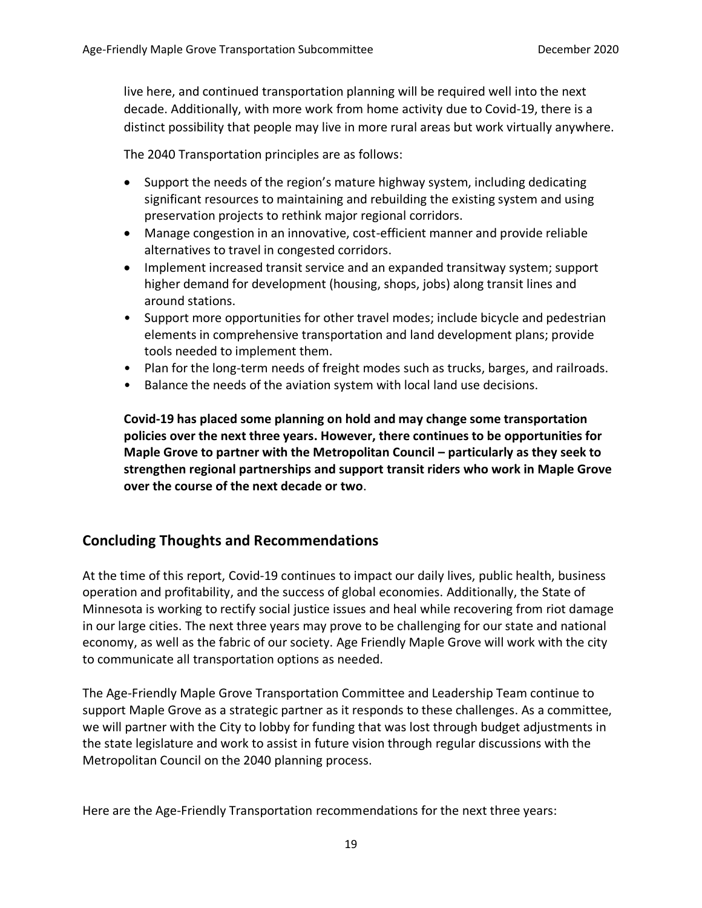live here, and continued transportation planning will be required well into the next decade. Additionally, with more work from home activity due to Covid-19, there is a distinct possibility that people may live in more rural areas but work virtually anywhere.

The 2040 Transportation principles are as follows:

- Support the needs of the region's mature highway system, including dedicating significant resources to maintaining and rebuilding the existing system and using preservation projects to rethink major regional corridors.
- Manage congestion in an innovative, cost-efficient manner and provide reliable alternatives to travel in congested corridors.
- Implement increased transit service and an expanded transitway system; support higher demand for development (housing, shops, jobs) along transit lines and around stations.
- Support more opportunities for other travel modes; include bicycle and pedestrian elements in comprehensive transportation and land development plans; provide tools needed to implement them.
- Plan for the long-term needs of freight modes such as trucks, barges, and railroads.
- Balance the needs of the aviation system with local land use decisions.

**Covid-19 has placed some planning on hold and may change some transportation policies over the next three years. However, there continues to be opportunities for Maple Grove to partner with the Metropolitan Council – particularly as they seek to strengthen regional partnerships and support transit riders who work in Maple Grove over the course of the next decade or two**.

## Concluding Thoughts and Recommendations

At the time of this report, Covid-19 continues to impact our daily lives, public health, business operation and profitability, and the success of global economies. Additionally, the State of Minnesota is working to rectify social justice issues and heal while recovering from riot damage in our large cities. The next three years may prove to be challenging for our state and national economy, as well as the fabric of our society. Age Friendly Maple Grove will work with the city to communicate all transportation options as needed.

The Age-Friendly Maple Grove Transportation Committee and Leadership Team continue to support Maple Grove as a strategic partner as it responds to these challenges. As a committee, we will partner with the City to lobby for funding that was lost through budget adjustments in the state legislature and work to assist in future vision through regular discussions with the Metropolitan Council on the 2040 planning process.

Here are the Age-Friendly Transportation recommendations for the next three years: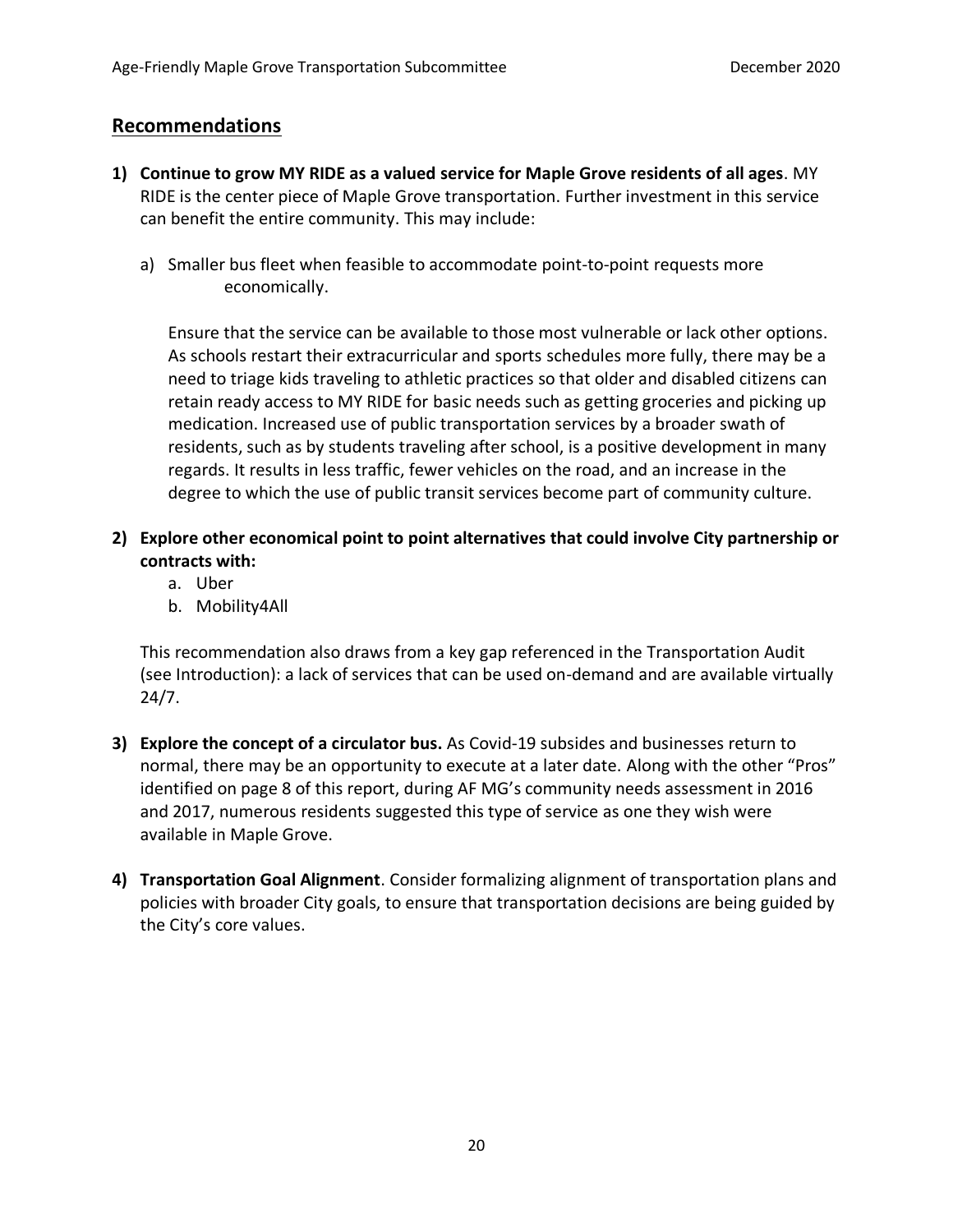## Recommendations

1) **Continue to grow MY RIDE as a valued service for Maple Grove residents of all ages**. MY RIDE is the center piece of Maple Grove transportation. Further investment in this service can benefit the entire community. This may include:

   a) Smaller bus fleet when feasible to accommodate point-to-point requests more economically.

   Ensure that the service can be available to those most vulnerable or lack other options. As schools restart their extracurricular and sports schedules more fully, there may be a need to triage kids traveling to athletic practices so that older and disabled citizens can retain ready access to MY RIDE for basic needs such as getting groceries and picking up medication. Increased use of public transportation services by a broader swath of residents, such as by students traveling after school, is a positive development in many regards. It results in less traffic, fewer vehicles on the road, and an increase in the degree to which the use of public transit services become part of community culture.

2) **Explore other economical point to point alternatives that could involve City partnership or contracts with:**
   a. Uber
   b. Mobility4All

   This recommendation also draws from a key gap referenced in the Transportation Audit (see Introduction): a lack of services that can be used on-demand and are available virtually 24/7.

3) **Explore the concept of a circulator bus.** As Covid-19 subsides and businesses return to normal, there may be an opportunity to execute at a later date. Along with the other "Pros" identified on page 8 of this report, during AF MG's community needs assessment in 2016 and 2017, numerous residents suggested this type of service as one they wish were available in Maple Grove.

4) **Transportation Goal Alignment**. Consider formalizing alignment of transportation plans and policies with broader City goals, to ensure that transportation decisions are being guided by the City's core values.